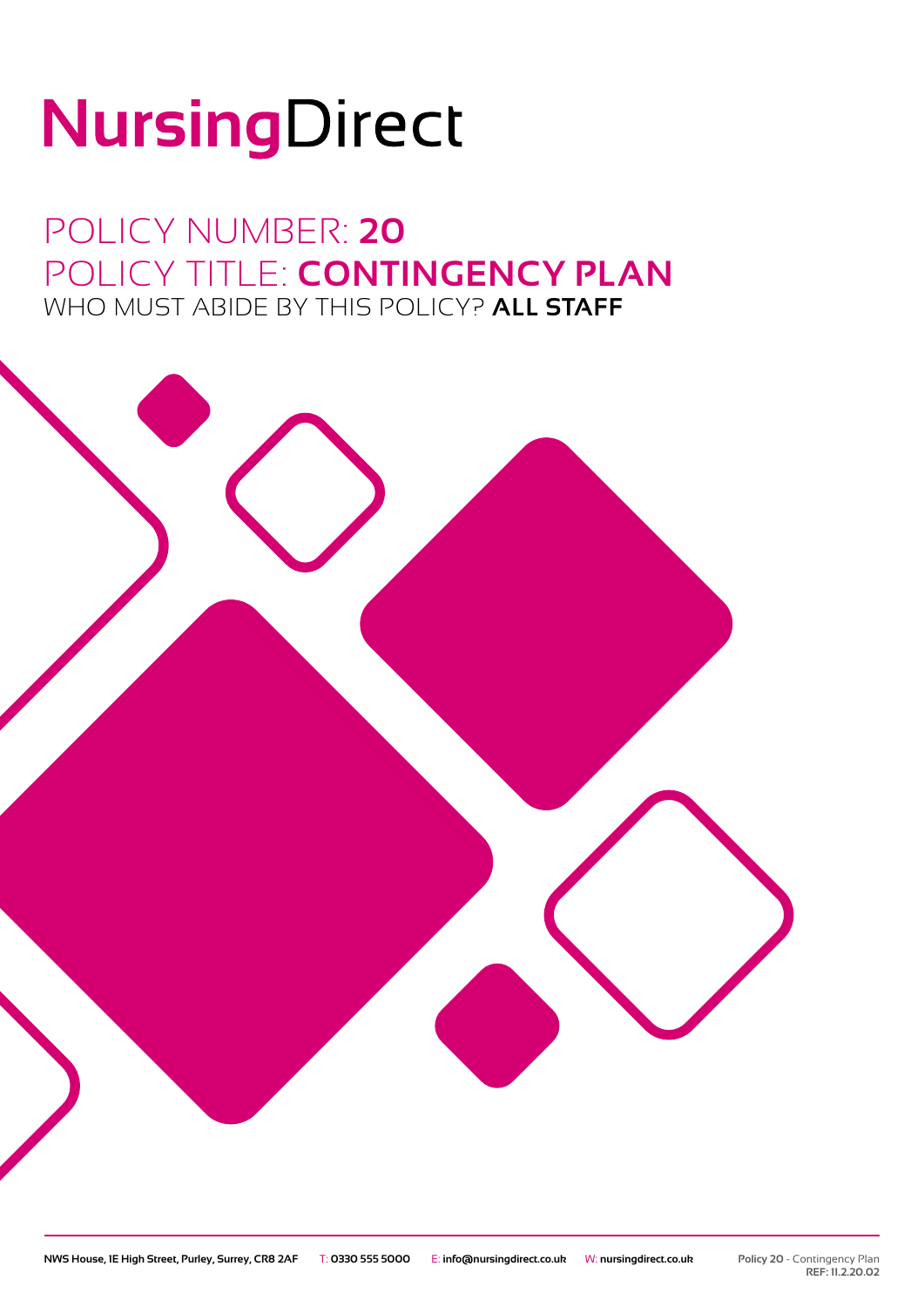# NursingDirect

## POLICY NUMBER: **20**
## POLICY TITLE: **CONTINGENCY PLAN**
WHO MUST ABIDE BY THIS POLICY? **ALL STAFF**

**NWS House, 1E High Street, Purley, Surrey, CR8 2AF** T: **0330 555 5000** E: **info@nursingdirect.co.uk** W: **nursingdirect.co.uk**

**Policy 20** - Contingency Plan
**REF: 11.2.20.02**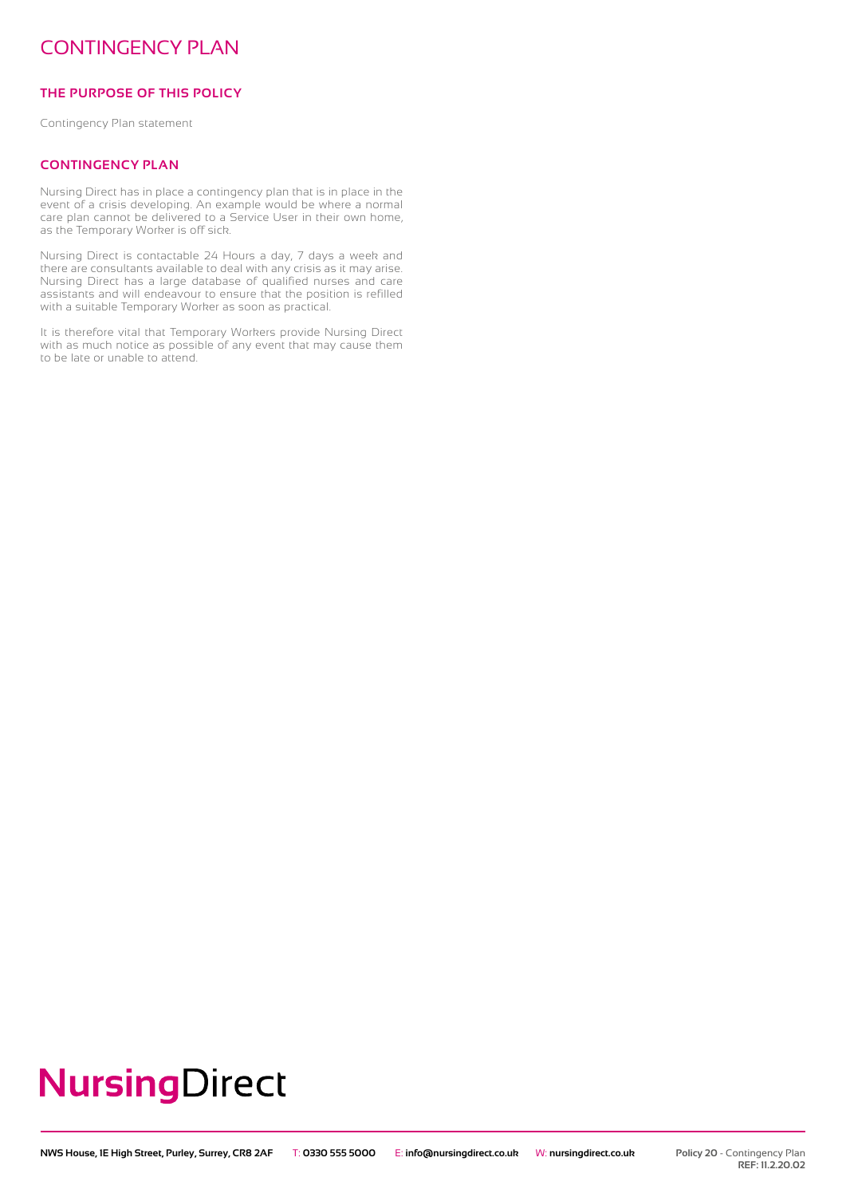# CONTINGENCY PLAN

## THE PURPOSE OF THIS POLICY

Contingency Plan statement

## CONTINGENCY PLAN

Nursing Direct has in place a contingency plan that is in place in the event of a crisis developing. An example would be where a normal care plan cannot be delivered to a Service User in their own home, as the Temporary Worker is off sick.

Nursing Direct is contactable 24 Hours a day, 7 days a week and there are consultants available to deal with any crisis as it may arise. Nursing Direct has a large database of qualified nurses and care assistants and will endeavour to ensure that the position is refilled with a suitable Temporary Worker as soon as practical.

It is therefore vital that Temporary Workers provide Nursing Direct with as much notice as possible of any event that may cause them to be late or unable to attend.